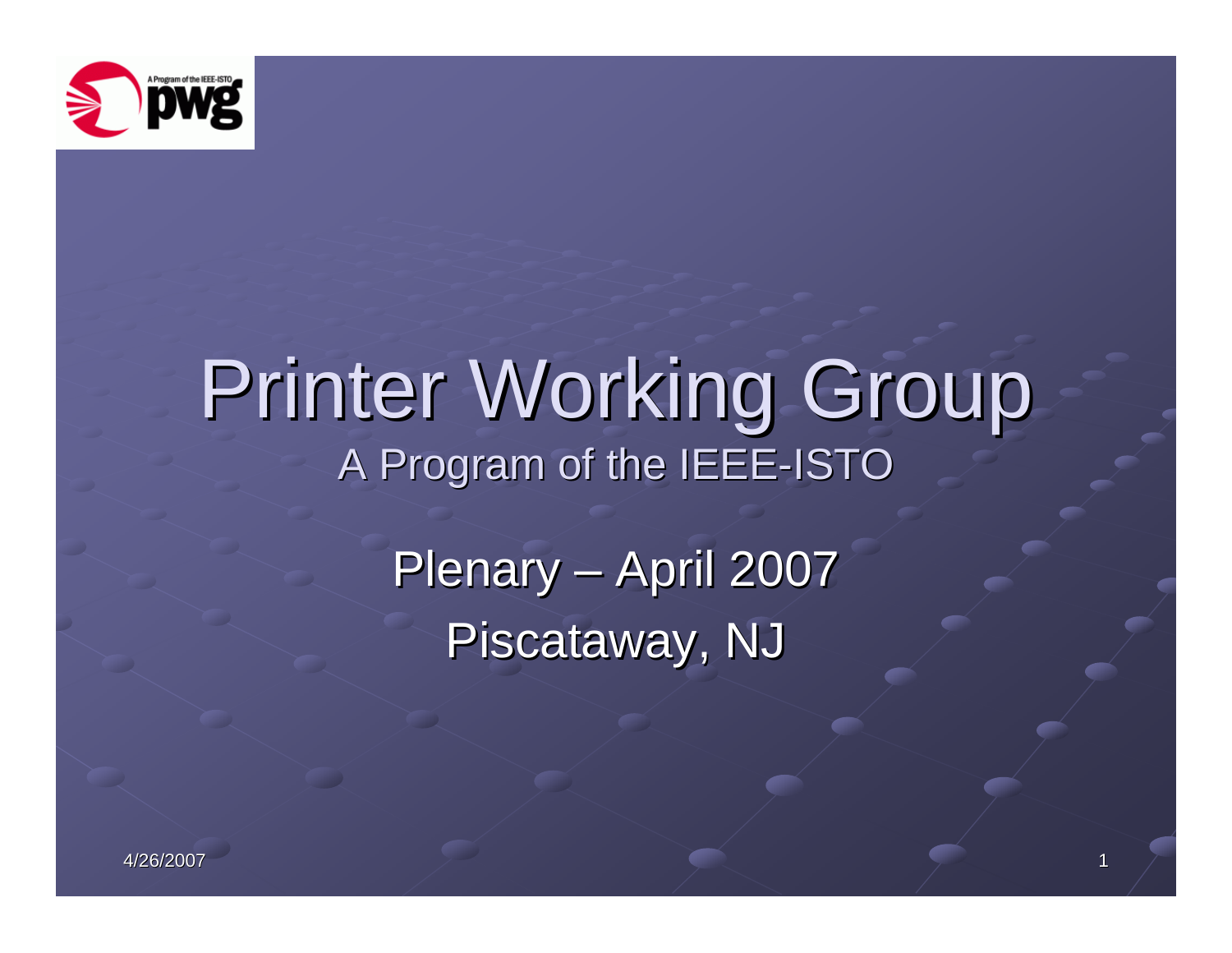# Printer Working Group

A Program of the IEEE-ISTO

Plenary – April 2007

Piscataway, NJ

4/26/2007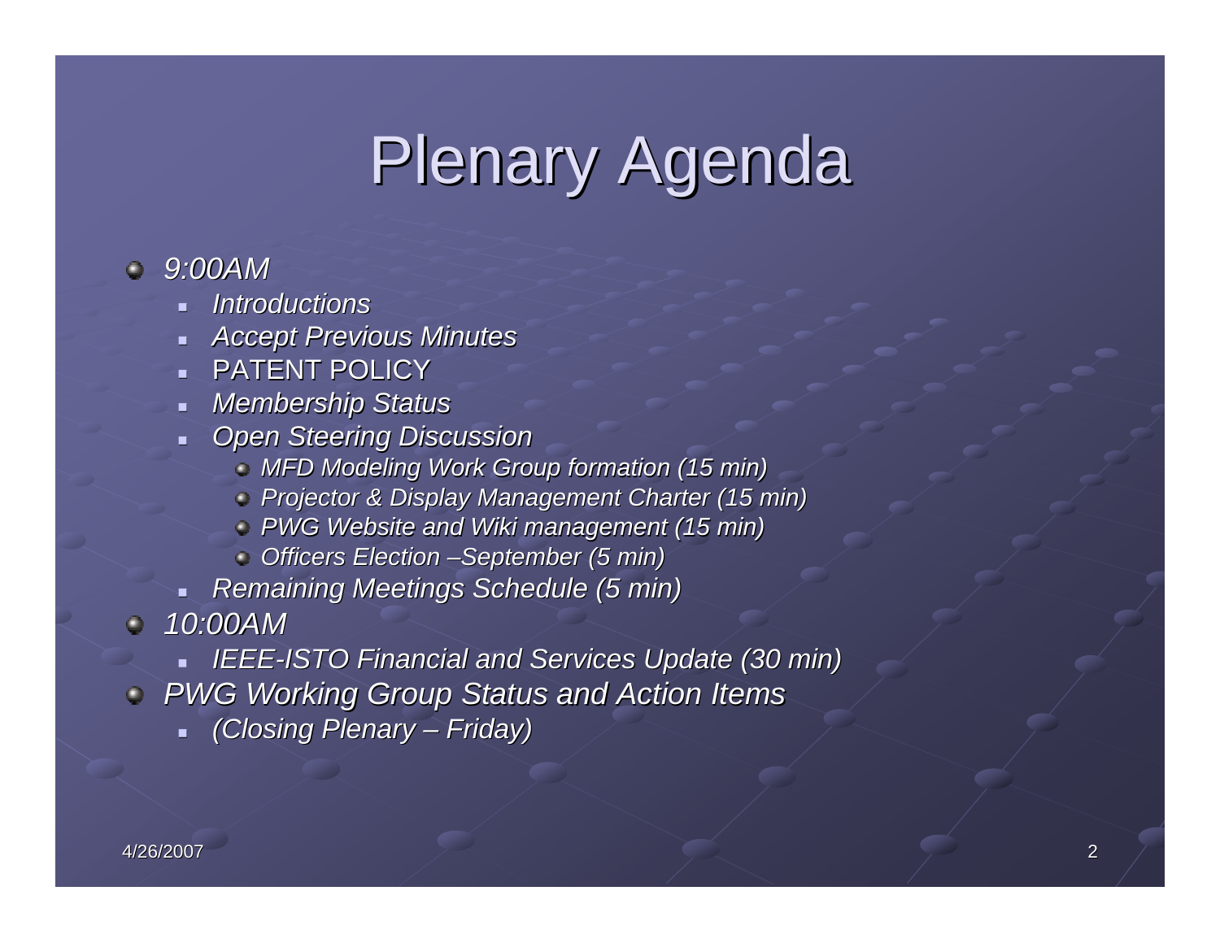# Plenary Agenda

- *9:00AM*
  - *Introductions*
  - *Accept Previous Minutes*
  - PATENT POLICY
  - *Membership Status*
  - *Open Steering Discussion*
    - *MFD Modeling Work Group formation (15 min)*
    - *Projector & Display Management Charter (15 min)*
    - *PWG Website and Wiki management (15 min)*
    - *Officers Election –September (5 min)*
  - *Remaining Meetings Schedule (5 min)*
- *10:00AM*
  - *IEEE-ISTO Financial and Services Update (30 min)*
- *PWG Working Group Status and Action Items*
  - *(Closing Plenary – Friday)*

4/26/2007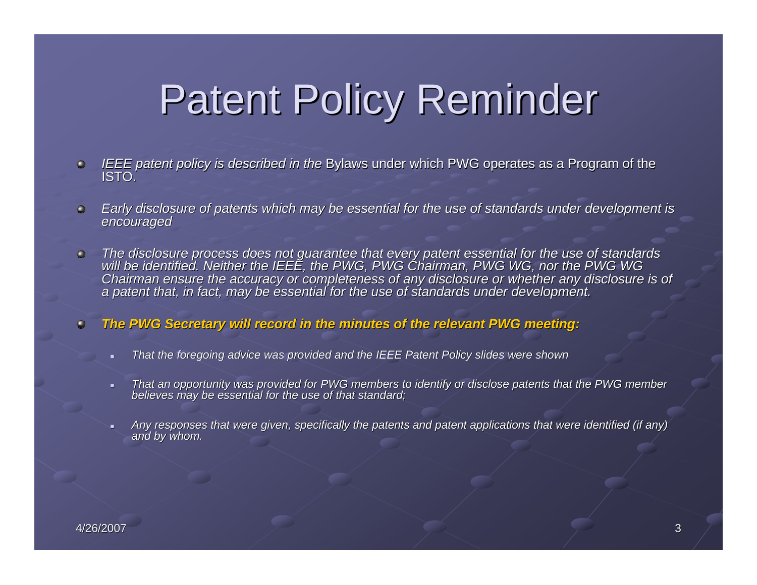# Patent Policy Reminder

- *IEEE patent policy is described in the* Bylaws under which PWG operates as a Program of the ISTO.
- *Early disclosure of patents which may be essential for the use of standards under development is encouraged*
- *The disclosure process does not guarantee that every patent essential for the use of standards will be identified. Neither the IEEE, the PWG, PWG Chairman, PWG WG, nor the PWG WG Chairman ensure the accuracy or completeness of any disclosure or whether any disclosure is of a patent that, in fact, may be essential for the use of standards under development.*
- ***The PWG Secretary will record in the minutes of the relevant PWG meeting:***
  - *That the foregoing advice was provided and the IEEE Patent Policy slides were shown*
  - *That an opportunity was provided for PWG members to identify or disclose patents that the PWG member believes may be essential for the use of that standard;*
  - *Any responses that were given, specifically the patents and patent applications that were identified (if any) and by whom.*

4/26/2007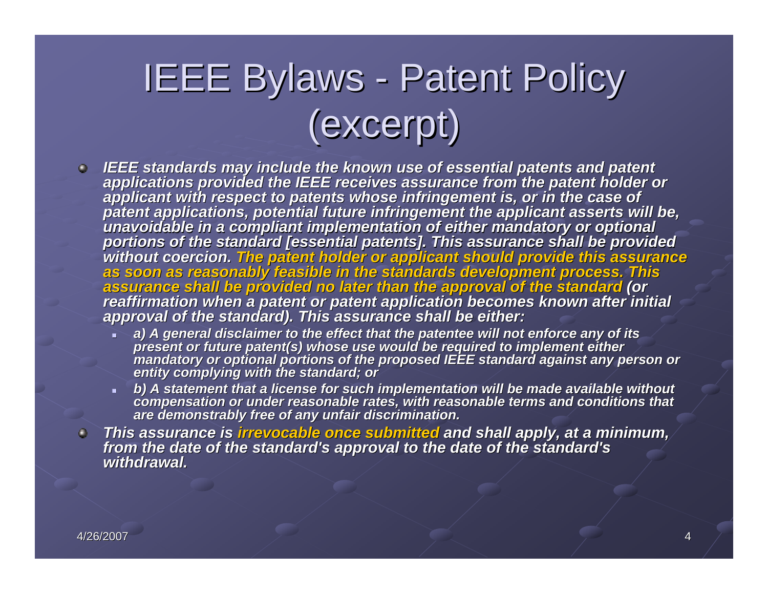# IEEE Bylaws - Patent Policy (excerpt)

- *IEEE standards may include the known use of essential patents and patent applications provided the IEEE receives assurance from the patent holder or applicant with respect to patents whose infringement is, or in the case of patent applications, potential future infringement the applicant asserts will be, unavoidable in a compliant implementation of either mandatory or optional portions of the standard [essential patents]. This assurance shall be provided without coercion. **The patent holder or applicant should provide this assurance as soon as reasonably feasible in the standards development process. This assurance shall be provided no later than the approval of the standard** (or reaffirmation when a patent or patent application becomes known after initial approval of the standard). This assurance shall be either:*
  - *a) A general disclaimer to the effect that the patentee will not enforce any of its present or future patent(s) whose use would be required to implement either mandatory or optional portions of the proposed IEEE standard against any person or entity complying with the standard; or*
  - *b) A statement that a license for such implementation will be made available without compensation or under reasonable rates, with reasonable terms and conditions that are demonstrably free of any unfair discrimination.*
- *This assurance is **irrevocable once submitted** and shall apply, at a minimum, from the date of the standard's approval to the date of the standard's withdrawal.*

4/26/2007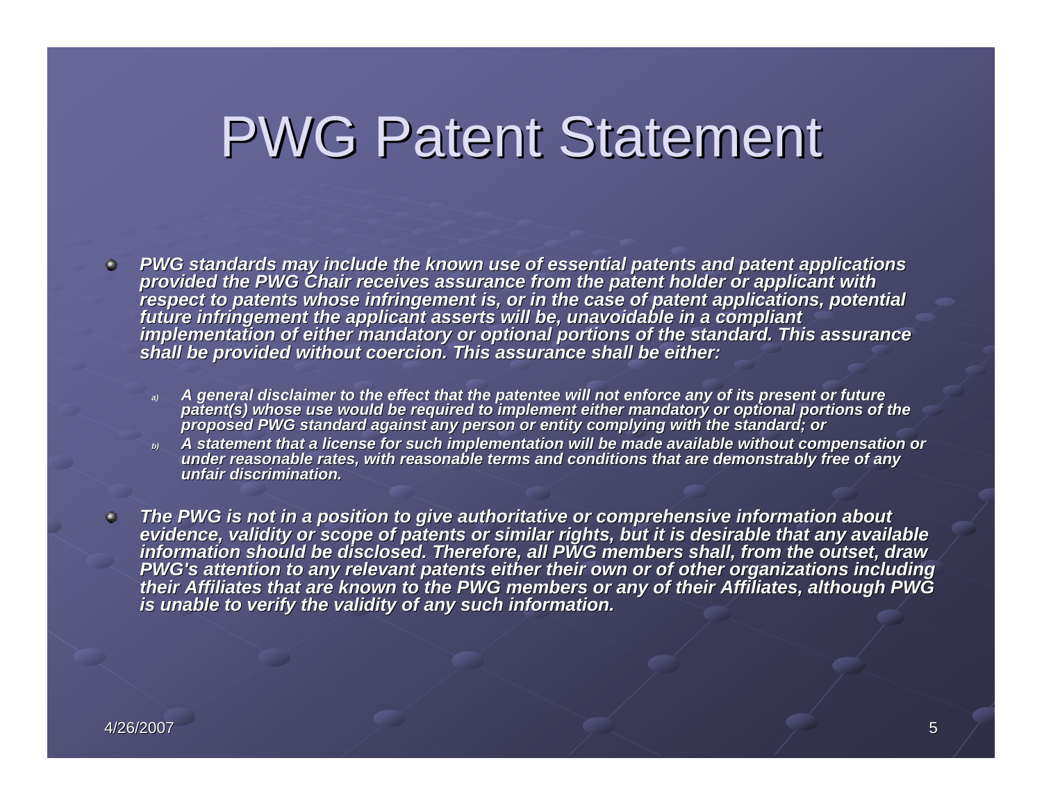# PWG Patent Statement

- ***PWG standards may include the known use of essential patents and patent applications provided the PWG Chair receives assurance from the patent holder or applicant with respect to patents whose infringement is, or in the case of patent applications, potential future infringement the applicant asserts will be, unavoidable in a compliant implementation of either mandatory or optional portions of the standard. This assurance shall be provided without coercion. This assurance shall be either:***

  a) ***A general disclaimer to the effect that the patentee will not enforce any of its present or future patent(s) whose use would be required to implement either mandatory or optional portions of the proposed PWG standard against any person or entity complying with the standard; or***

  b) ***A statement that a license for such implementation will be made available without compensation or under reasonable rates, with reasonable terms and conditions that are demonstrably free of any unfair discrimination.***

- ***The PWG is not in a position to give authoritative or comprehensive information about evidence, validity or scope of patents or similar rights, but it is desirable that any available information should be disclosed. Therefore, all PWG members shall, from the outset, draw PWG's attention to any relevant patents either their own or of other organizations including their Affiliates that are known to the PWG members or any of their Affiliates, although PWG is unable to verify the validity of any such information.***

4/26/2007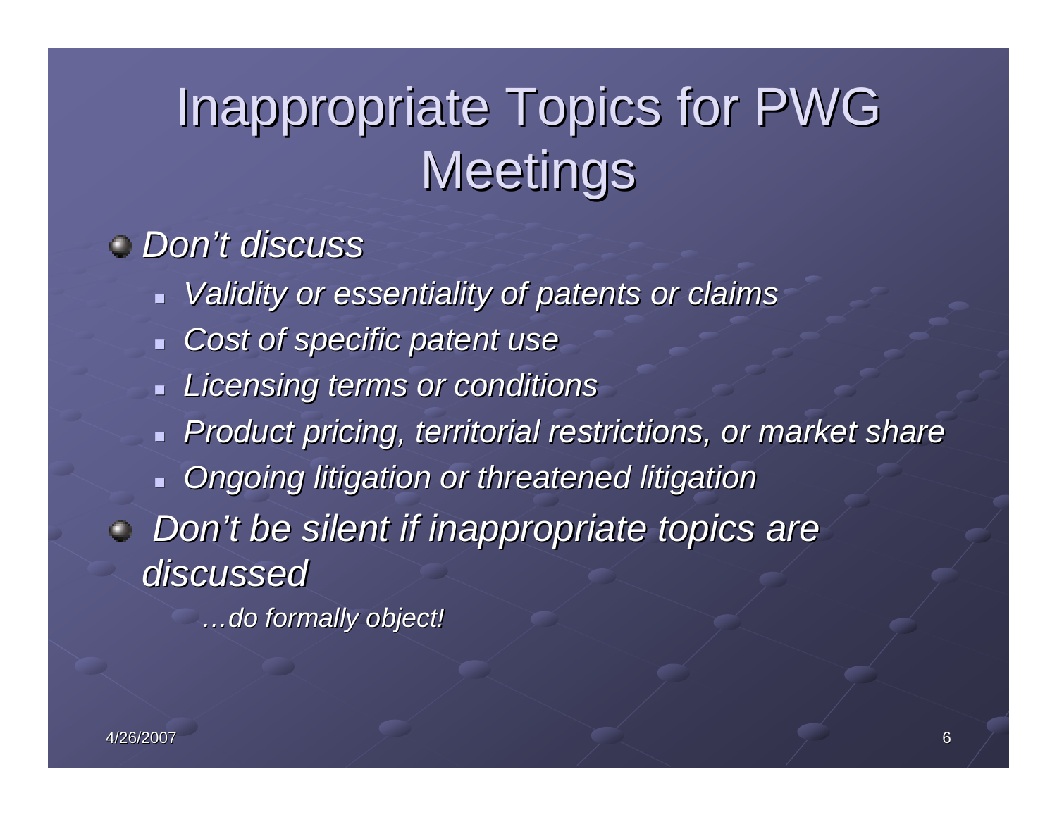# Inappropriate Topics for PWG Meetings

- *Don't discuss*
  - *Validity or essentiality of patents or claims*
  - *Cost of specific patent use*
  - *Licensing terms or conditions*
  - *Product pricing, territorial restrictions, or market share*
  - *Ongoing litigation or threatened litigation*
- *Don't be silent if inappropriate topics are discussed*

  *…do formally object!*

4/26/2007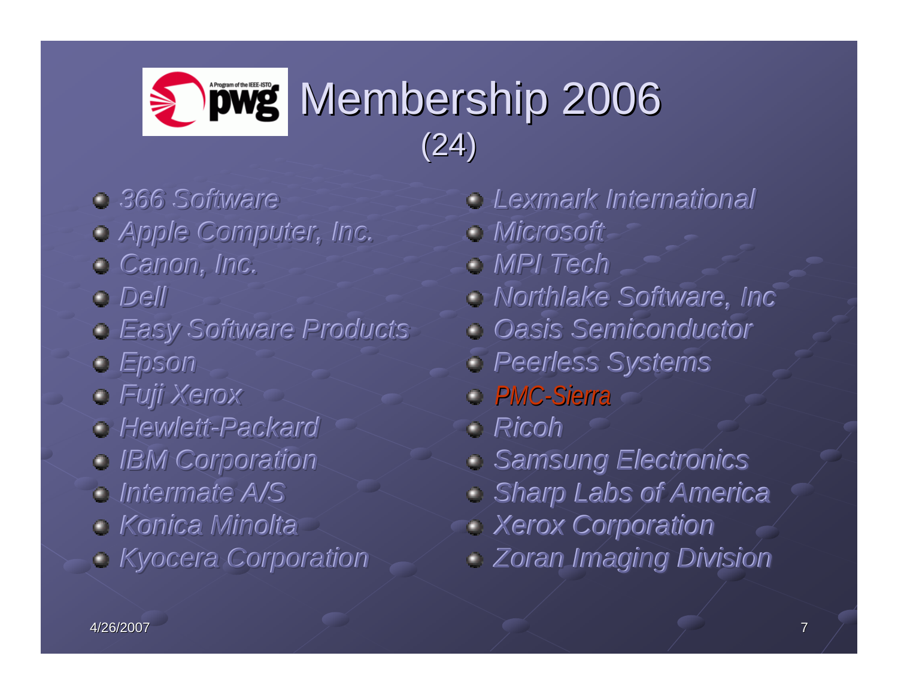# Membership 2006

(24)

- *366 Software*
- *Apple Computer, Inc.*
- *Canon, Inc.*
- *Dell*
- *Easy Software Products*
- *Epson*
- *Fuji Xerox*
- *Hewlett-Packard*
- *IBM Corporation*
- *Intermate A/S*
- *Konica Minolta*
- *Kyocera Corporation*
- *Lexmark International*
- *Microsoft*
- *MPI Tech*
- *Northlake Software, Inc*
- *Oasis Semiconductor*
- *Peerless Systems*
- *PMC-Sierra*
- *Ricoh*
- *Samsung Electronics*
- *Sharp Labs of America*
- *Xerox Corporation*
- *Zoran Imaging Division*

4/26/2007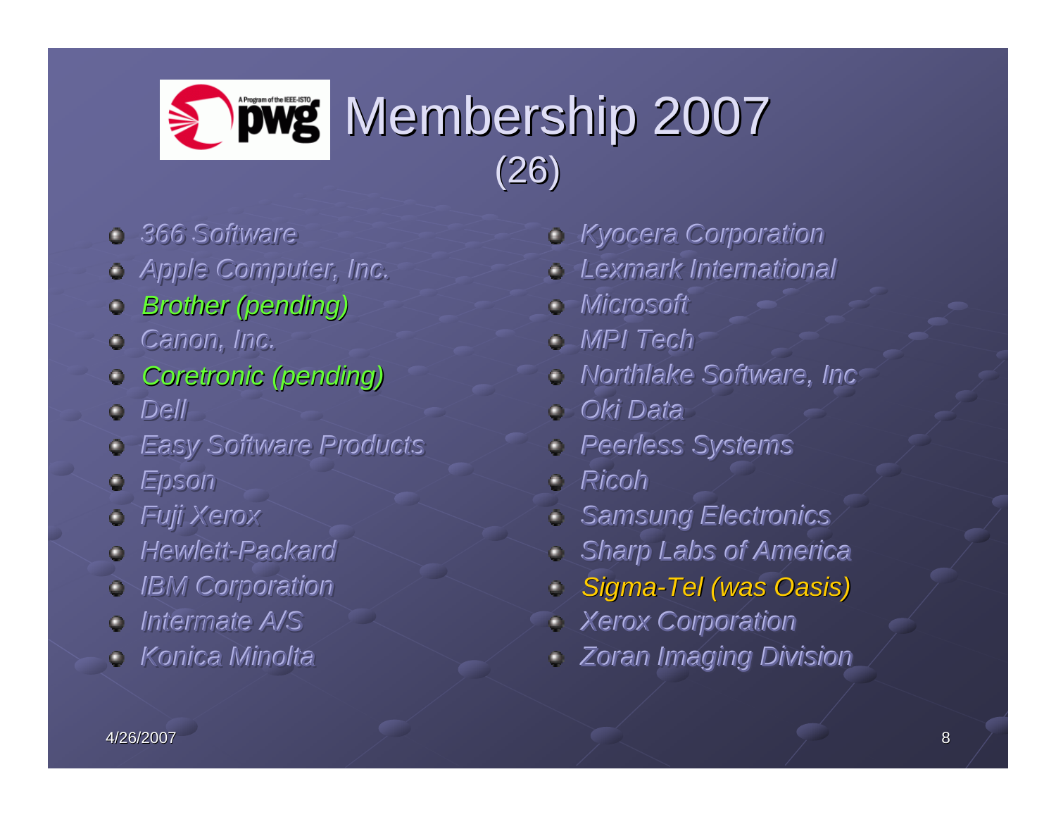# Membership 2007
(26)

- *366 Software*
- *Apple Computer, Inc.*
- *Brother (pending)*
- *Canon, Inc.*
- *Coretronic (pending)*
- *Dell*
- *Easy Software Products*
- *Epson*
- *Fuji Xerox*
- *Hewlett-Packard*
- *IBM Corporation*
- *Intermate A/S*
- *Konica Minolta*
- *Kyocera Corporation*
- *Lexmark International*
- *Microsoft*
- *MPI Tech*
- *Northlake Software, Inc*
- *Oki Data*
- *Peerless Systems*
- *Ricoh*
- *Samsung Electronics*
- *Sharp Labs of America*
- *Sigma-Tel (was Oasis)*
- *Xerox Corporation*
- *Zoran Imaging Division*

4/26/2007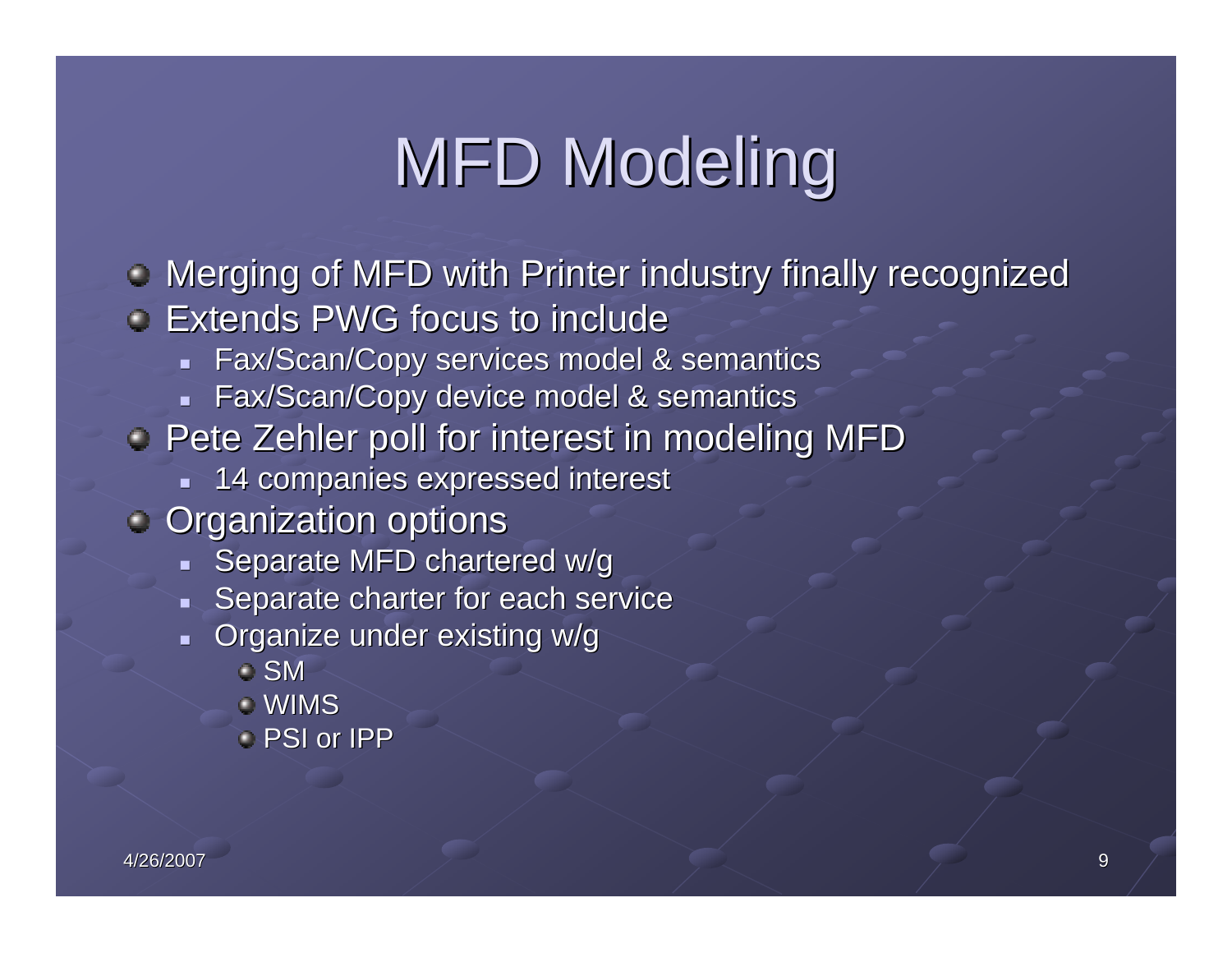# MFD Modeling

- Merging of MFD with Printer industry finally recognized
- Extends PWG focus to include
  - Fax/Scan/Copy services model & semantics
  - Fax/Scan/Copy device model & semantics
- Pete Zehler poll for interest in modeling MFD
  - 14 companies expressed interest
- Organization options
  - Separate MFD chartered w/g
  - Separate charter for each service
  - Organize under existing w/g
    - SM
    - WIMS
    - PSI or IPP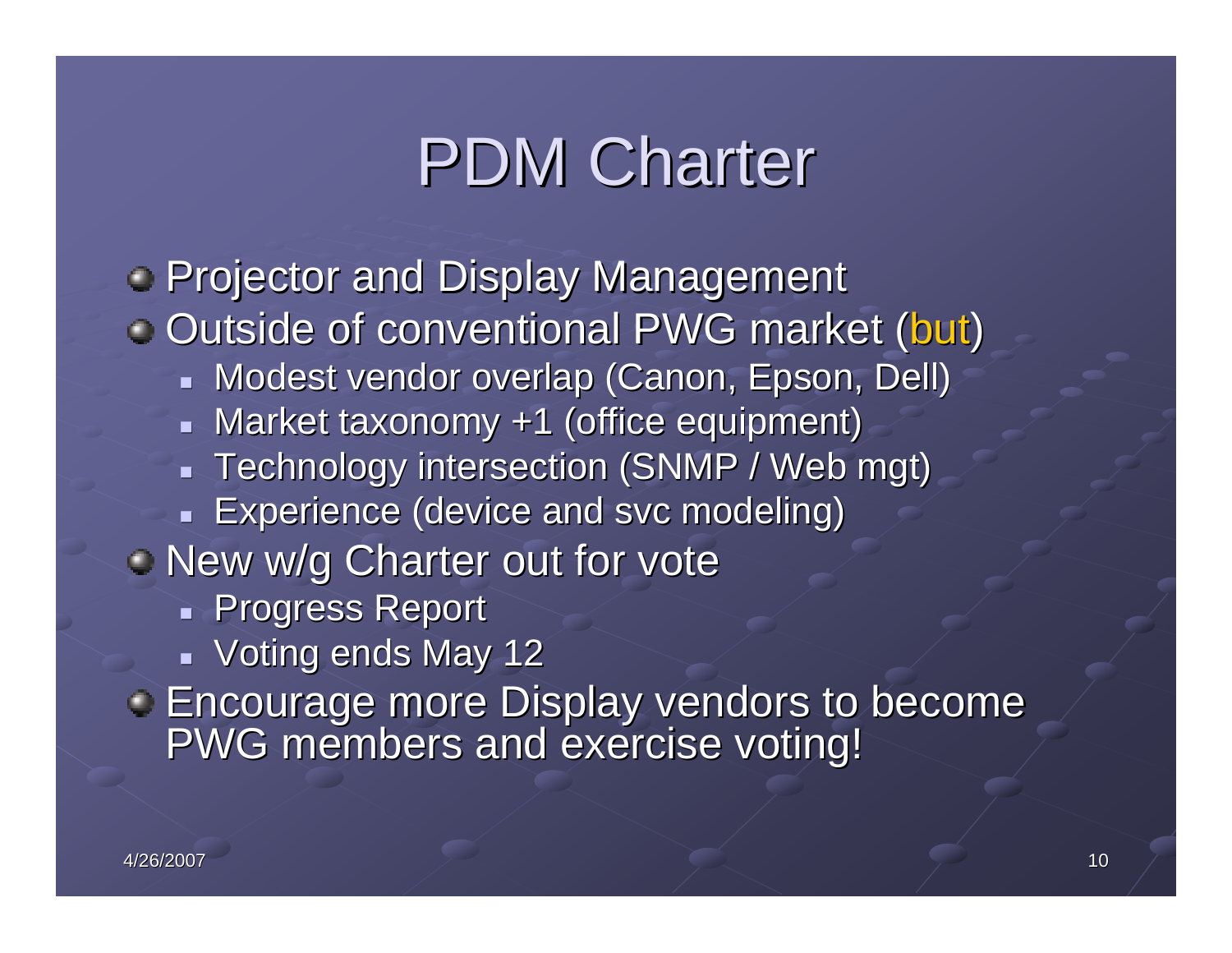# PDM Charter

- Projector and Display Management
- Outside of conventional PWG market (but)
  - Modest vendor overlap (Canon, Epson, Dell)
  - Market taxonomy +1 (office equipment)
  - Technology intersection (SNMP / Web mgt)
  - Experience (device and svc modeling)
- New w/g Charter out for vote
  - Progress Report
  - Voting ends May 12
- Encourage more Display vendors to become PWG members and exercise voting!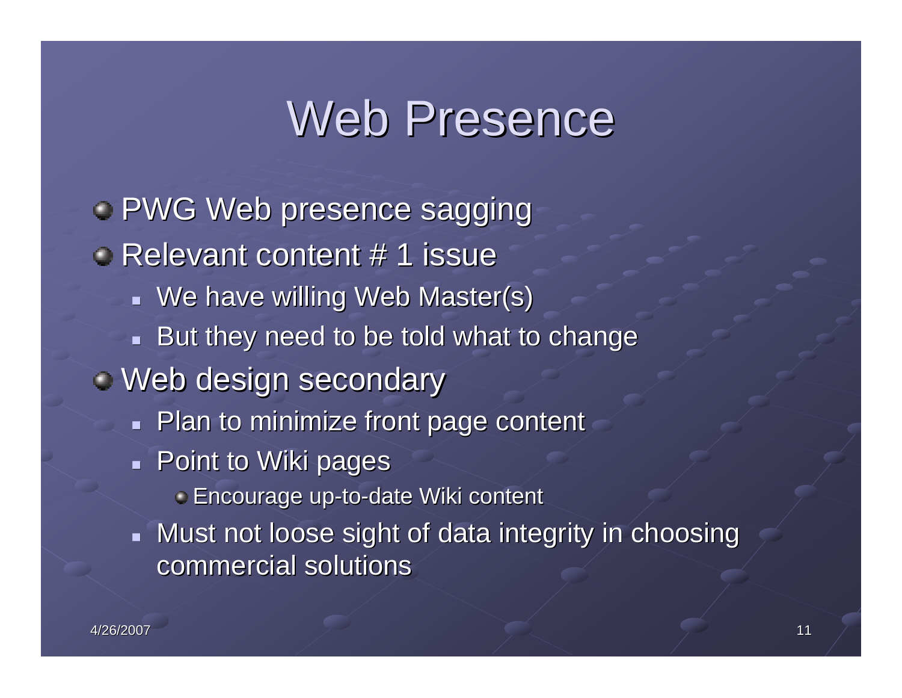# Web Presence

- PWG Web presence sagging
- Relevant content # 1 issue
  - We have willing Web Master(s)
  - But they need to be told what to change
- Web design secondary
  - Plan to minimize front page content
  - Point to Wiki pages
    - Encourage up-to-date Wiki content
  - Must not loose sight of data integrity in choosing commercial solutions

4/26/2007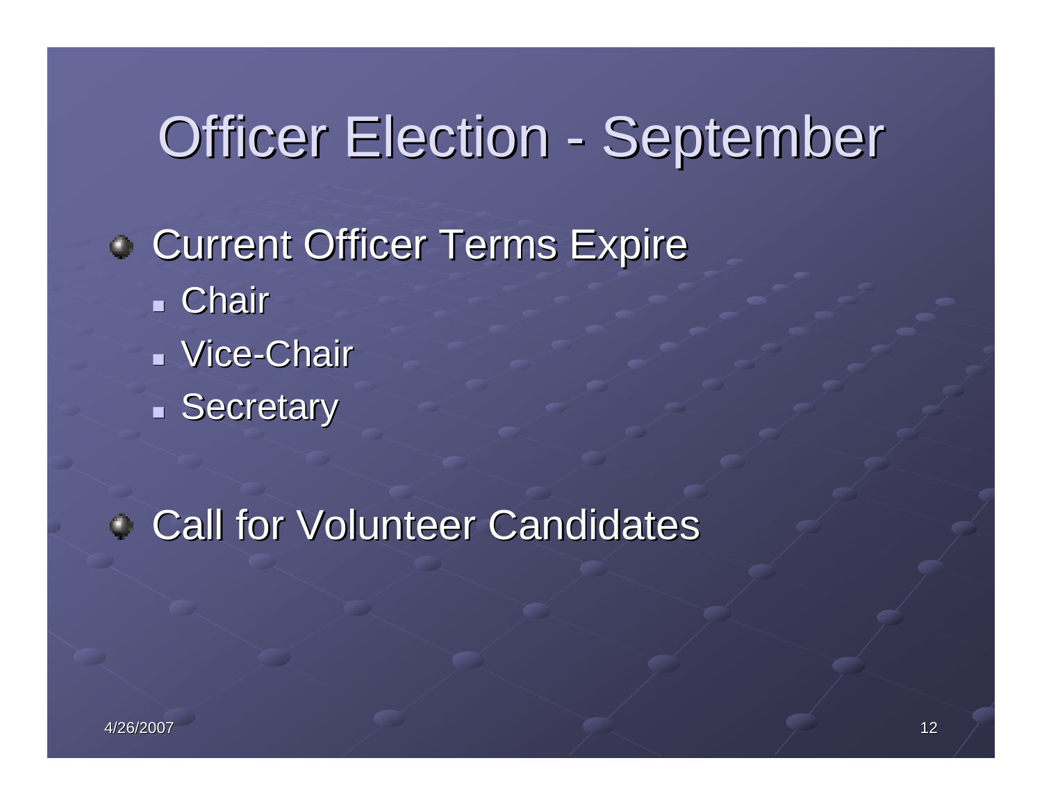# Officer Election - September

- Current Officer Terms Expire
  - Chair
  - Vice-Chair
  - Secretary
- Call for Volunteer Candidates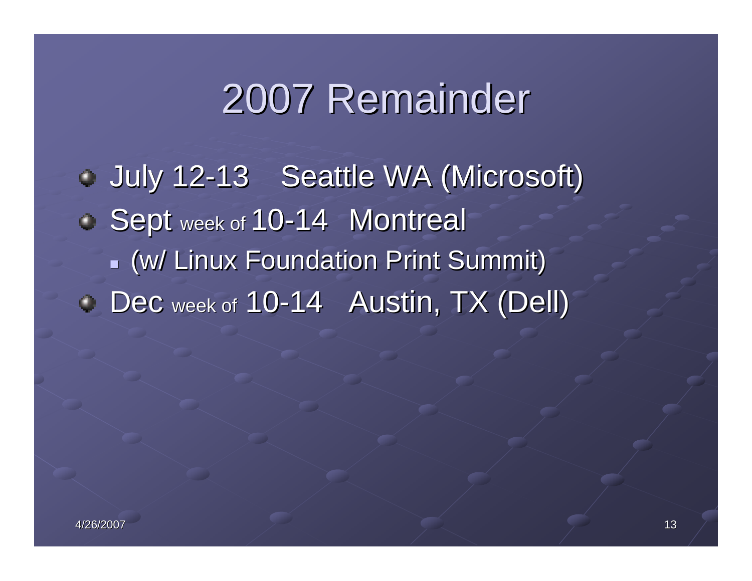# 2007 Remainder

- July 12-13 Seattle WA (Microsoft)
- Sept week of 10-14 Montreal
  - (w/ Linux Foundation Print Summit)
- Dec week of 10-14 Austin, TX (Dell)

4/26/2007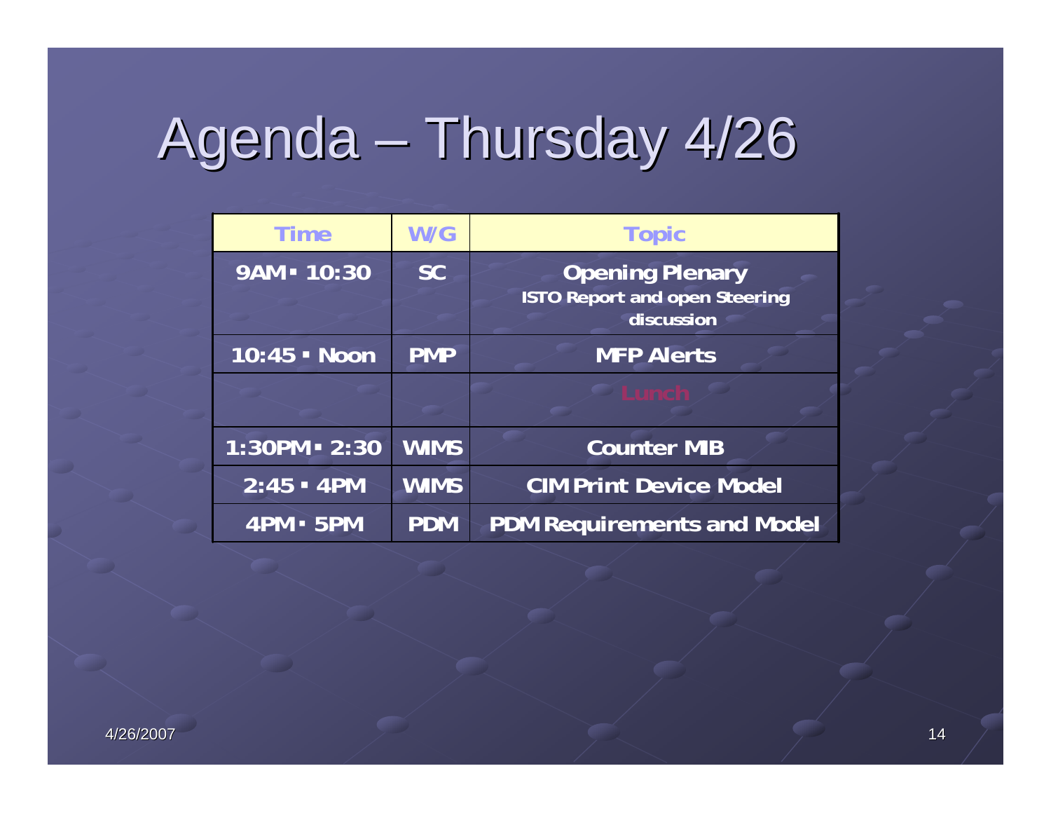# Agenda – Thursday 4/26

| Time | W/G | Topic |
|---|---|---|
| 9AM - 10:30 | SC | **Opening Plenary**<br>ISTO Report and open Steering discussion |
| 10:45 - Noon | PMP | MFP Alerts |
| | | Lunch |
| 1:30PM - 2:30 | WIMS | Counter MIB |
| 2:45 - 4PM | WIMS | CIM Print Device Model |
| 4PM - 5PM | PDM | PDM Requirements and Model |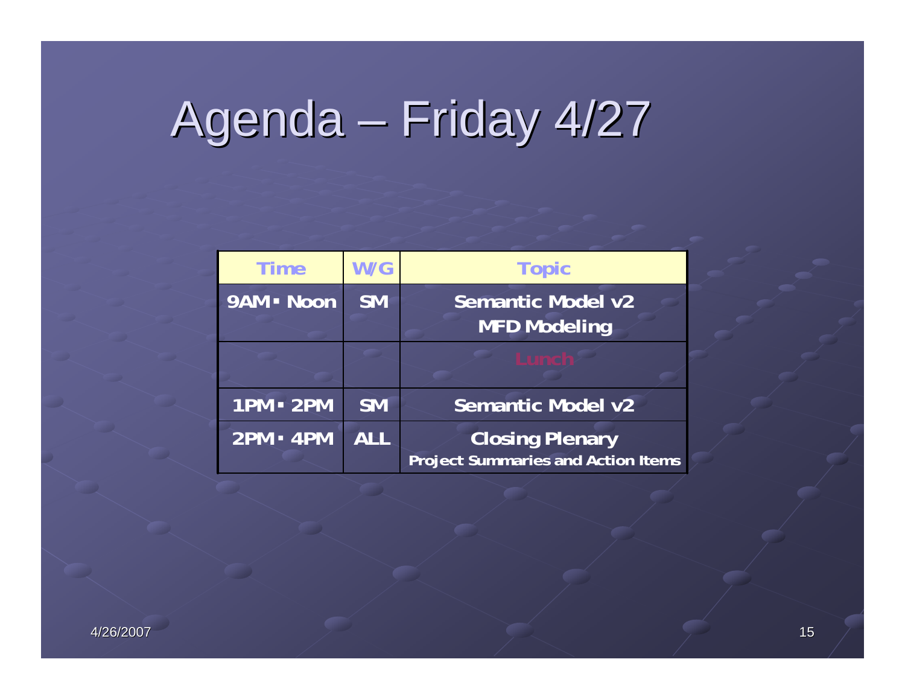# Agenda – Friday 4/27

| Time | W/G | Topic |
| --- | --- | --- |
| 9AM - Noon | SM | Semantic Model v2<br>MFD Modeling |
| | | Lunch |
| 1PM - 2PM | SM | Semantic Model v2 |
| 2PM - 4PM | ALL | Closing Plenary<br>Project Summaries and Action Items |

4/26/2007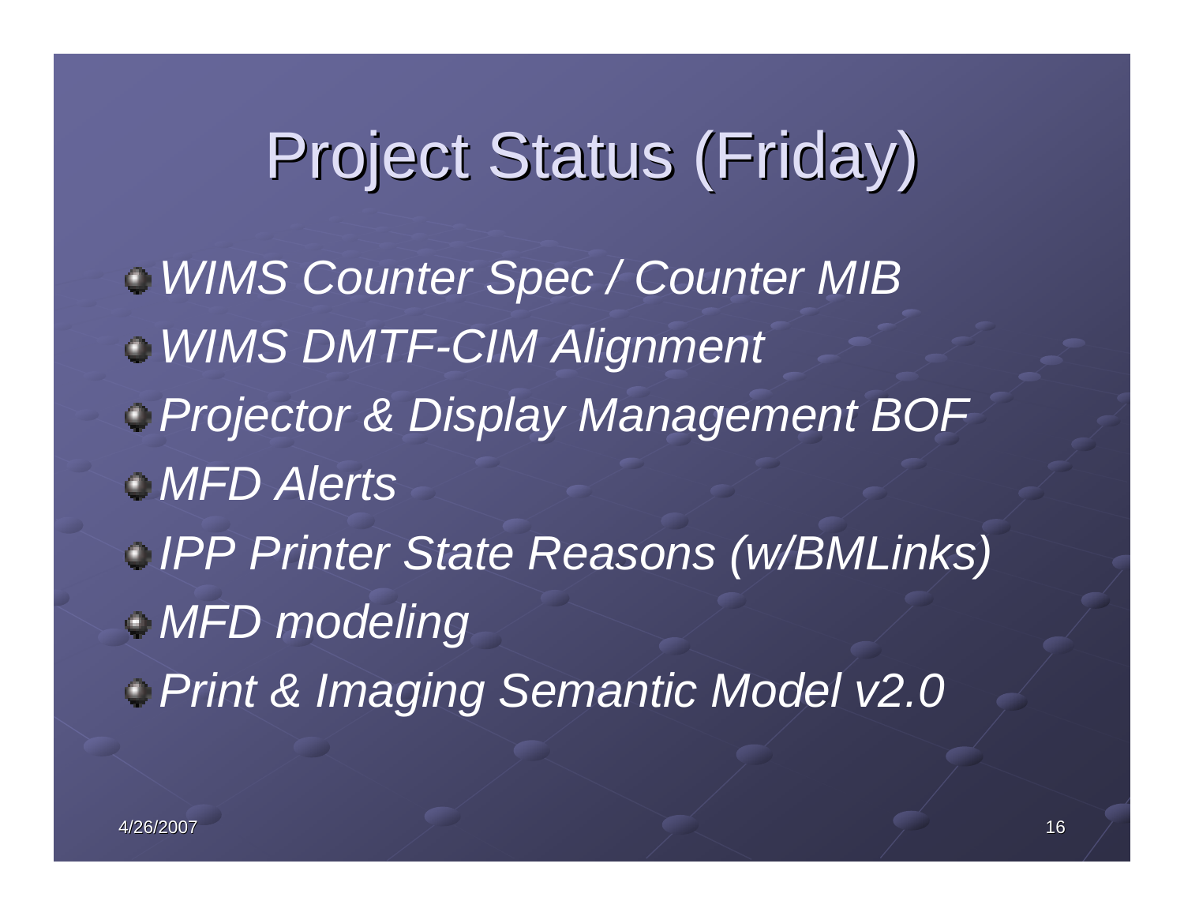# Project Status (Friday)

- *WIMS Counter Spec / Counter MIB*
- *WIMS DMTF-CIM Alignment*
- *Projector & Display Management BOF*
- *MFD Alerts*
- *IPP Printer State Reasons (w/BMLinks)*
- *MFD modeling*
- *Print & Imaging Semantic Model v2.0*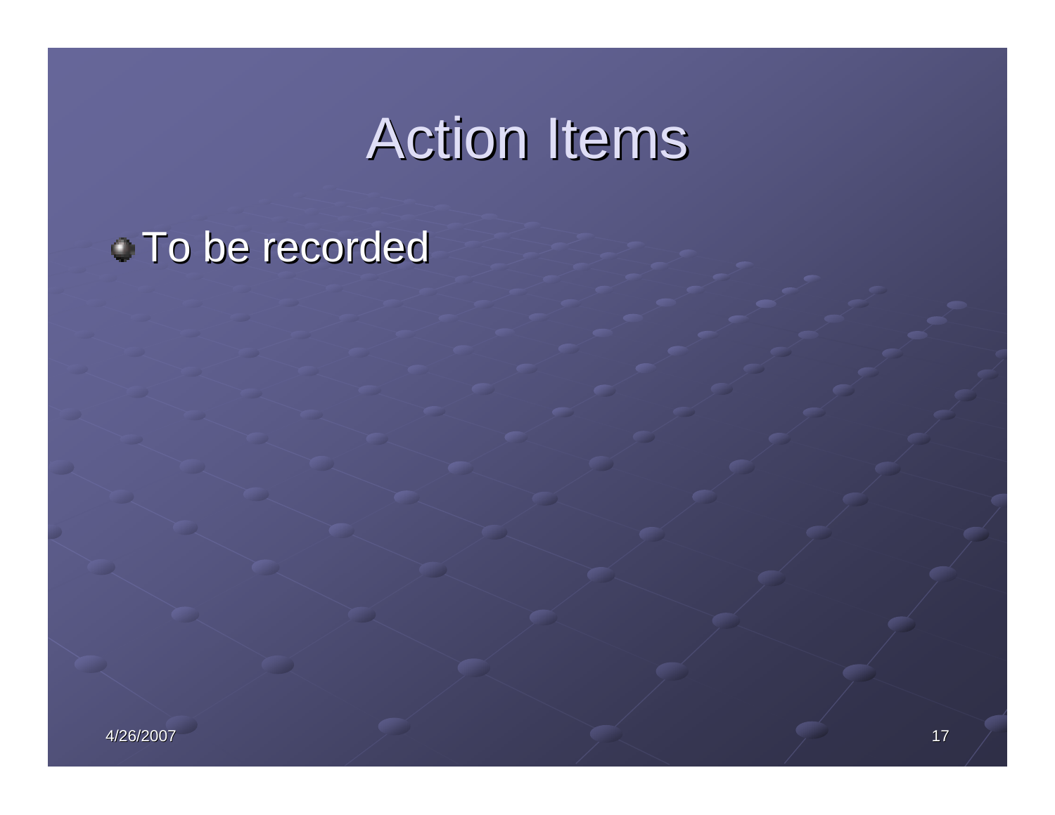# Action Items

- To be recorded